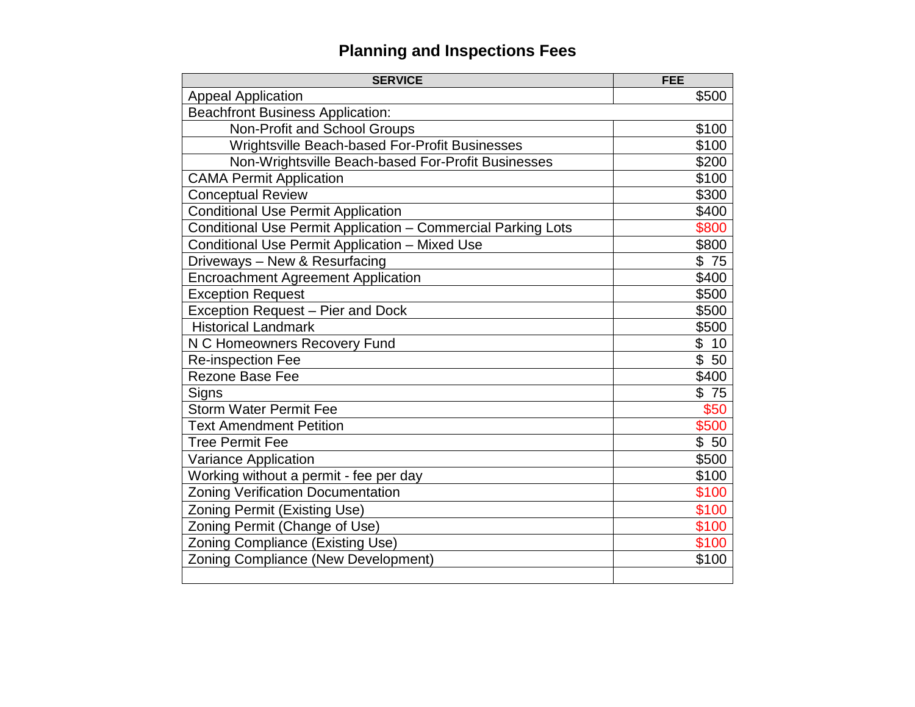# Planning and Inspections Fees

| SERVICE | FEE |
|---|---|
| Appeal Application | $500 |
| Beachfront Business Application: | |
| Non-Profit and School Groups | $100 |
| Wrightsville Beach-based For-Profit Businesses | $100 |
| Non-Wrightsville Beach-based For-Profit Businesses | $200 |
| CAMA Permit Application | $100 |
| Conceptual Review | $300 |
| Conditional Use Permit Application | $400 |
| Conditional Use Permit Application – Commercial Parking Lots | $800 |
| Conditional Use Permit Application – Mixed Use | $800 |
| Driveways – New & Resurfacing | $ 75 |
| Encroachment Agreement Application | $400 |
| Exception Request | $500 |
| Exception Request – Pier and Dock | $500 |
| Historical Landmark | $500 |
| N C Homeowners Recovery Fund | $ 10 |
| Re-inspection Fee | $ 50 |
| Rezone Base Fee | $400 |
| Signs | $ 75 |
| Storm Water Permit Fee | $50 |
| Text Amendment Petition | $500 |
| Tree Permit Fee | $ 50 |
| Variance Application | $500 |
| Working without a permit - fee per day | $100 |
| Zoning Verification Documentation | $100 |
| Zoning Permit (Existing Use) | $100 |
| Zoning Permit (Change of Use) | $100 |
| Zoning Compliance (Existing Use) | $100 |
| Zoning Compliance (New Development) | $100 |
| | |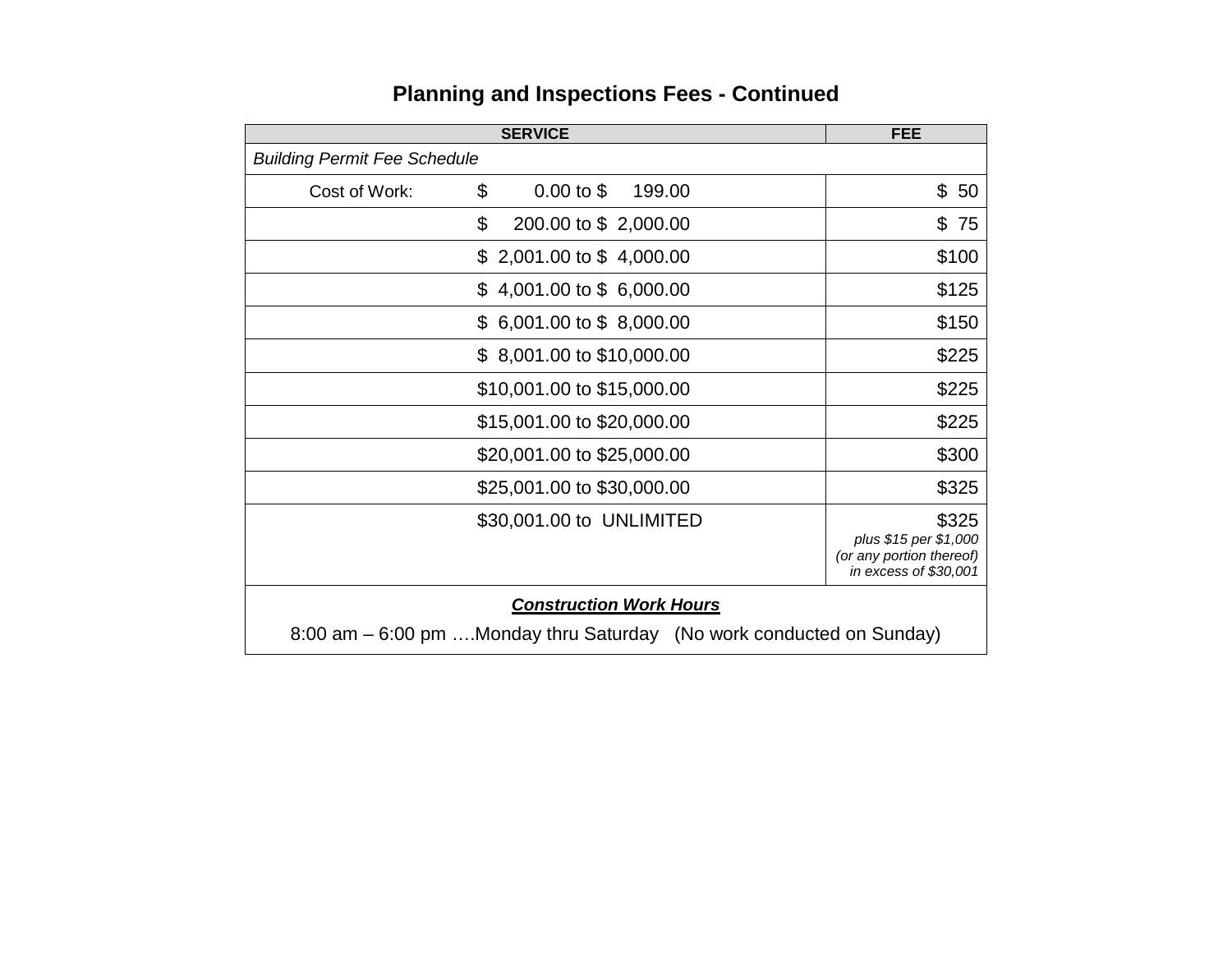## Planning and Inspections Fees - Continued

| SERVICE | | FEE |
|---|---|---|
| *Building Permit Fee Schedule* | | |
| Cost of Work: | $ 0.00 to $ 199.00 | $ 50 |
| | $ 200.00 to $ 2,000.00 | $ 75 |
| | $ 2,001.00 to $ 4,000.00 | $100 |
| | $ 4,001.00 to $ 6,000.00 | $125 |
| | $ 6,001.00 to $ 8,000.00 | $150 |
| | $ 8,001.00 to $10,000.00 | $225 |
| | $10,001.00 to $15,000.00 | $225 |
| | $15,001.00 to $20,000.00 | $225 |
| | $20,001.00 to $25,000.00 | $300 |
| | $25,001.00 to $30,000.00 | $325 |
| | $30,001.00 to UNLIMITED | $325 *plus $15 per $1,000 (or any portion thereof) in excess of $30,001* |
| ***Construction Work Hours*** 8:00 am – 6:00 pm ….Monday thru Saturday (No work conducted on Sunday) | | |